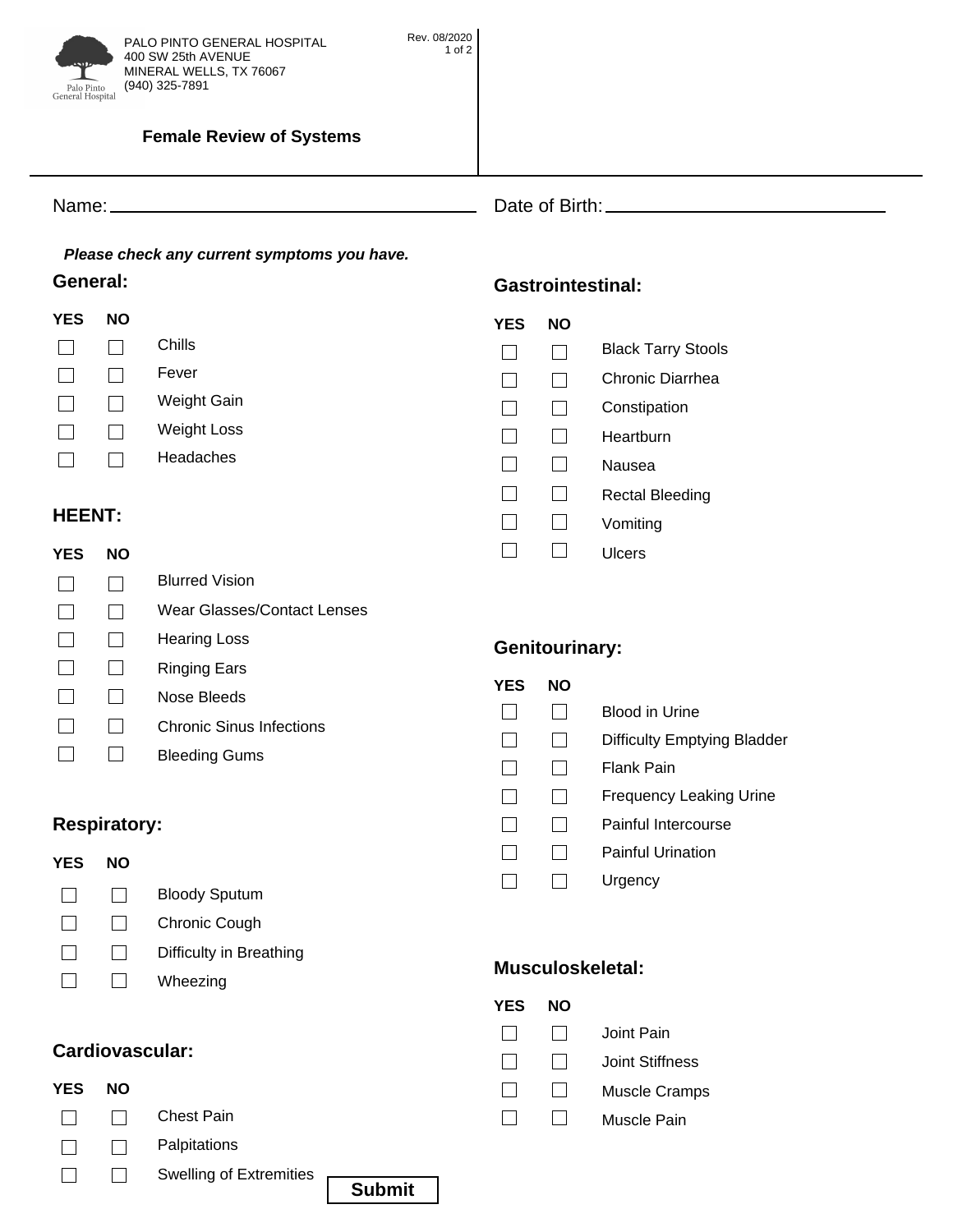PALO PINTO GENERAL HOSPITAL
400 SW 25th AVENUE
MINERAL WELLS, TX 76067
(940) 325-7891

Rev. 08/2020

# Female Review of Systems

Name: ______________________ Date of Birth: ______________________

***Please check any current symptoms you have.***

## General:

| YES | NO | |
|---|---|---|
| ☐ | ☐ | Chills |
| ☐ | ☐ | Fever |
| ☐ | ☐ | Weight Gain |
| ☐ | ☐ | Weight Loss |
| ☐ | ☐ | Headaches |

## HEENT:

| YES | NO | |
|---|---|---|
| ☐ | ☐ | Blurred Vision |
| ☐ | ☐ | Wear Glasses/Contact Lenses |
| ☐ | ☐ | Hearing Loss |
| ☐ | ☐ | Ringing Ears |
| ☐ | ☐ | Nose Bleeds |
| ☐ | ☐ | Chronic Sinus Infections |
| ☐ | ☐ | Bleeding Gums |

## Respiratory:

| YES | NO | |
|---|---|---|
| ☐ | ☐ | Bloody Sputum |
| ☐ | ☐ | Chronic Cough |
| ☐ | ☐ | Difficulty in Breathing |
| ☐ | ☐ | Wheezing |

## Cardiovascular:

| YES | NO | |
|---|---|---|
| ☐ | ☐ | Chest Pain |
| ☐ | ☐ | Palpitations |
| ☐ | ☐ | Swelling of Extremities |

## Gastrointestinal:

| YES | NO | |
|---|---|---|
| ☐ | ☐ | Black Tarry Stools |
| ☐ | ☐ | Chronic Diarrhea |
| ☐ | ☐ | Constipation |
| ☐ | ☐ | Heartburn |
| ☐ | ☐ | Nausea |
| ☐ | ☐ | Rectal Bleeding |
| ☐ | ☐ | Vomiting |
| ☐ | ☐ | Ulcers |

## Genitourinary:

| YES | NO | |
|---|---|---|
| ☐ | ☐ | Blood in Urine |
| ☐ | ☐ | Difficulty Emptying Bladder |
| ☐ | ☐ | Flank Pain |
| ☐ | ☐ | Frequency Leaking Urine |
| ☐ | ☐ | Painful Intercourse |
| ☐ | ☐ | Painful Urination |
| ☐ | ☐ | Urgency |

## Musculoskeletal:

| YES | NO | |
|---|---|---|
| ☐ | ☐ | Joint Pain |
| ☐ | ☐ | Joint Stiffness |
| ☐ | ☐ | Muscle Cramps |
| ☐ | ☐ | Muscle Pain |

**Submit**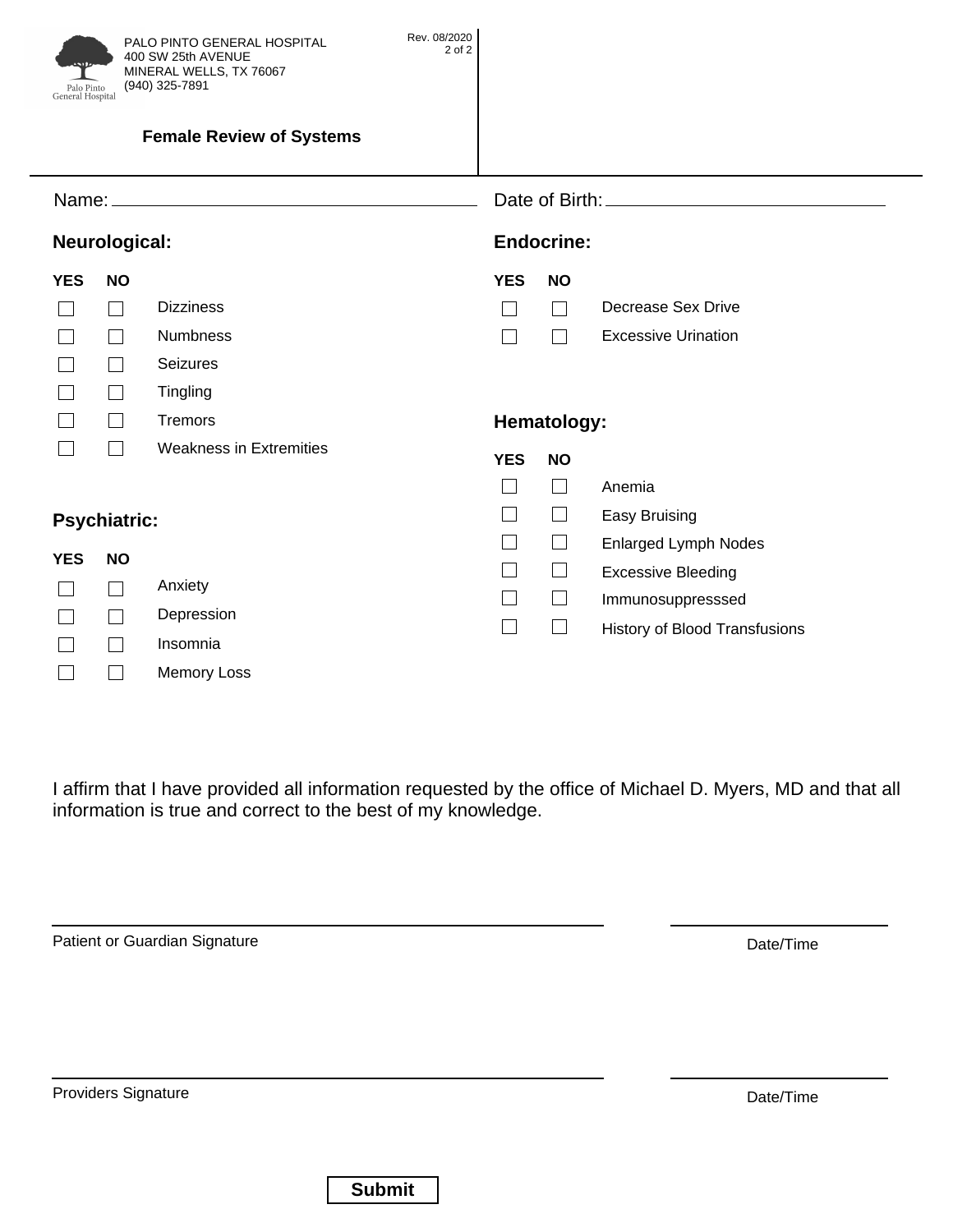PALO PINTO GENERAL HOSPITAL
400 SW 25th AVENUE
MINERAL WELLS, TX 76067
(940) 325-7891

Rev. 08/2020

## Female Review of Systems

Name: ____________________ Date of Birth: ____________________

### Neurological:

| YES | NO | |
|---|---|---|
| ☐ | ☐ | Dizziness |
| ☐ | ☐ | Numbness |
| ☐ | ☐ | Seizures |
| ☐ | ☐ | Tingling |
| ☐ | ☐ | Tremors |
| ☐ | ☐ | Weakness in Extremities |

### Psychiatric:

| YES | NO | |
|---|---|---|
| ☐ | ☐ | Anxiety |
| ☐ | ☐ | Depression |
| ☐ | ☐ | Insomnia |
| ☐ | ☐ | Memory Loss |

### Endocrine:

| YES | NO | |
|---|---|---|
| ☐ | ☐ | Decrease Sex Drive |
| ☐ | ☐ | Excessive Urination |

### Hematology:

| YES | NO | |
|---|---|---|
| ☐ | ☐ | Anemia |
| ☐ | ☐ | Easy Bruising |
| ☐ | ☐ | Enlarged Lymph Nodes |
| ☐ | ☐ | Excessive Bleeding |
| ☐ | ☐ | Immunosuppresssed |
| ☐ | ☐ | History of Blood Transfusions |

I affirm that I have provided all information requested by the office of Michael D. Myers, MD and that all information is true and correct to the best of my knowledge.

____________________ ____________________
Patient or Guardian Signature Date/Time

____________________ ____________________
Providers Signature Date/Time

**Submit**